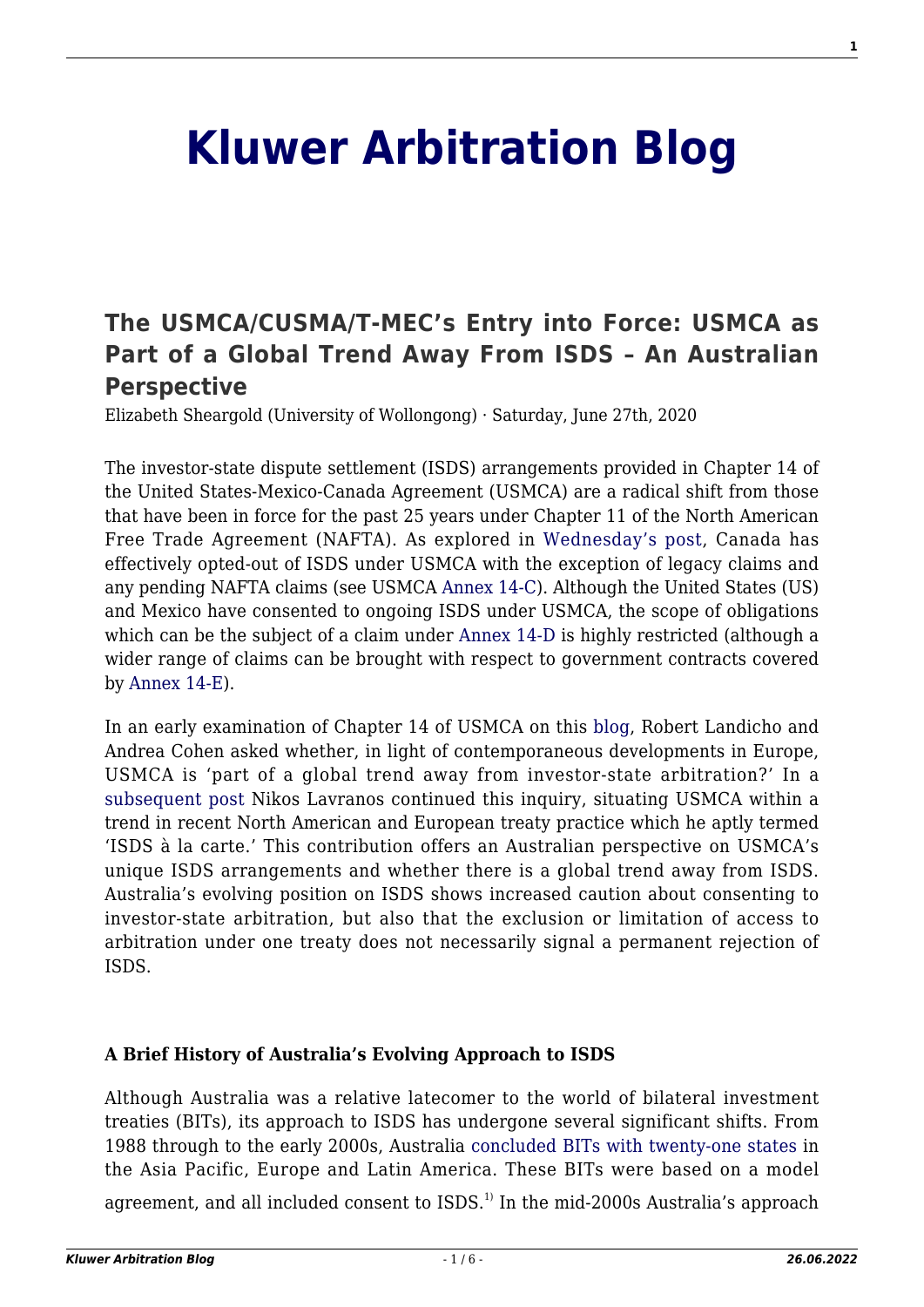# Kluwer Arbitration Blog

## The USMCA/CUSMA/T-MEC's Entry into Force: USMCA as Part of a Global Trend Away From ISDS – An Australian Perspective

Elizabeth Sheargold (University of Wollongong) · Saturday, June 27th, 2020

The investor-state dispute settlement (ISDS) arrangements provided in Chapter 14 of the United States-Mexico-Canada Agreement (USMCA) are a radical shift from those that have been in force for the past 25 years under Chapter 11 of the North American Free Trade Agreement (NAFTA). As explored in Wednesday's post, Canada has effectively opted-out of ISDS under USMCA with the exception of legacy claims and any pending NAFTA claims (see USMCA Annex 14-C). Although the United States (US) and Mexico have consented to ongoing ISDS under USMCA, the scope of obligations which can be the subject of a claim under Annex 14-D is highly restricted (although a wider range of claims can be brought with respect to government contracts covered by Annex 14-E).

In an early examination of Chapter 14 of USMCA on this blog, Robert Landicho and Andrea Cohen asked whether, in light of contemporaneous developments in Europe, USMCA is 'part of a global trend away from investor-state arbitration?' In a subsequent post Nikos Lavranos continued this inquiry, situating USMCA within a trend in recent North American and European treaty practice which he aptly termed 'ISDS à la carte.' This contribution offers an Australian perspective on USMCA's unique ISDS arrangements and whether there is a global trend away from ISDS. Australia's evolving position on ISDS shows increased caution about consenting to investor-state arbitration, but also that the exclusion or limitation of access to arbitration under one treaty does not necessarily signal a permanent rejection of ISDS.

**A Brief History of Australia's Evolving Approach to ISDS**

Although Australia was a relative latecomer to the world of bilateral investment treaties (BITs), its approach to ISDS has undergone several significant shifts. From 1988 through to the early 2000s, Australia concluded BITs with twenty-one states in the Asia Pacific, Europe and Latin America. These BITs were based on a model agreement, and all included consent to ISDS.[1] In the mid-2000s Australia's approach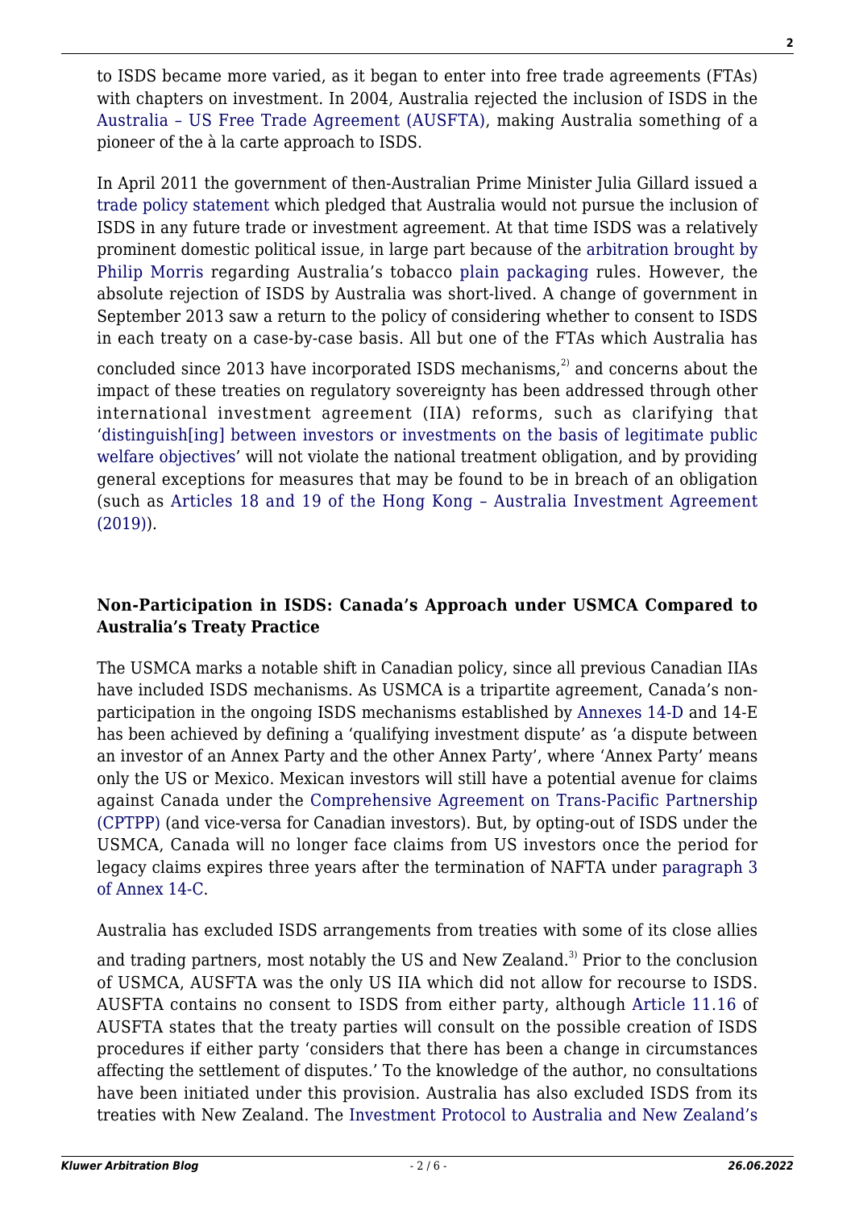to ISDS became more varied, as it began to enter into free trade agreements (FTAs) with chapters on investment. In 2004, Australia rejected the inclusion of ISDS in the Australia – US Free Trade Agreement (AUSFTA), making Australia something of a pioneer of the à la carte approach to ISDS.

In April 2011 the government of then-Australian Prime Minister Julia Gillard issued a trade policy statement which pledged that Australia would not pursue the inclusion of ISDS in any future trade or investment agreement. At that time ISDS was a relatively prominent domestic political issue, in large part because of the arbitration brought by Philip Morris regarding Australia's tobacco plain packaging rules. However, the absolute rejection of ISDS by Australia was short-lived. A change of government in September 2013 saw a return to the policy of considering whether to consent to ISDS in each treaty on a case-by-case basis. All but one of the FTAs which Australia has concluded since 2013 have incorporated ISDS mechanisms,[2] and concerns about the impact of these treaties on regulatory sovereignty has been addressed through other international investment agreement (IIA) reforms, such as clarifying that 'distinguish[ing] between investors or investments on the basis of legitimate public welfare objectives' will not violate the national treatment obligation, and by providing general exceptions for measures that may be found to be in breach of an obligation (such as Articles 18 and 19 of the Hong Kong – Australia Investment Agreement (2019)).

### Non-Participation in ISDS: Canada's Approach under USMCA Compared to Australia's Treaty Practice

The USMCA marks a notable shift in Canadian policy, since all previous Canadian IIAs have included ISDS mechanisms. As USMCA is a tripartite agreement, Canada's non-participation in the ongoing ISDS mechanisms established by Annexes 14-D and 14-E has been achieved by defining a 'qualifying investment dispute' as 'a dispute between an investor of an Annex Party and the other Annex Party', where 'Annex Party' means only the US or Mexico. Mexican investors will still have a potential avenue for claims against Canada under the Comprehensive Agreement on Trans-Pacific Partnership (CPTPP) (and vice-versa for Canadian investors). But, by opting-out of ISDS under the USMCA, Canada will no longer face claims from US investors once the period for legacy claims expires three years after the termination of NAFTA under paragraph 3 of Annex 14-C.

Australia has excluded ISDS arrangements from treaties with some of its close allies and trading partners, most notably the US and New Zealand.[3] Prior to the conclusion of USMCA, AUSFTA was the only US IIA which did not allow for recourse to ISDS. AUSFTA contains no consent to ISDS from either party, although Article 11.16 of AUSFTA states that the treaty parties will consult on the possible creation of ISDS procedures if either party 'considers that there has been a change in circumstances affecting the settlement of disputes.' To the knowledge of the author, no consultations have been initiated under this provision. Australia has also excluded ISDS from its treaties with New Zealand. The Investment Protocol to Australia and New Zealand's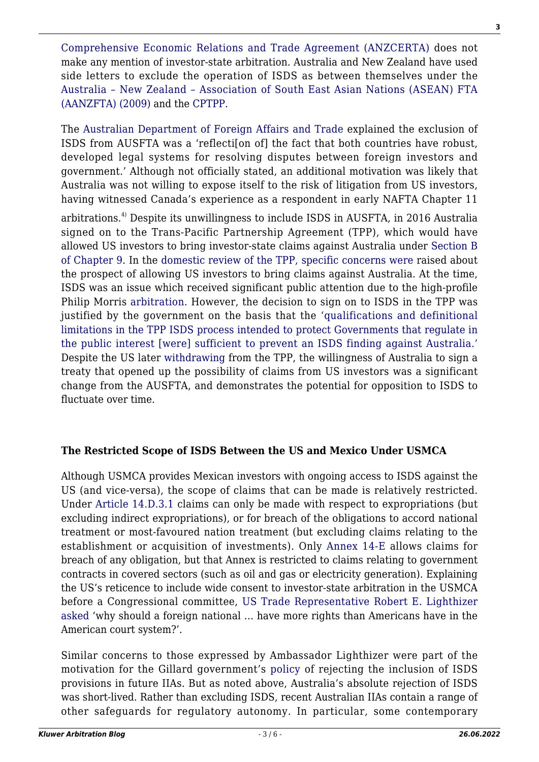Comprehensive Economic Relations and Trade Agreement (ANZCERTA) does not make any mention of investor-state arbitration. Australia and New Zealand have used side letters to exclude the operation of ISDS as between themselves under the Australia – New Zealand – Association of South East Asian Nations (ASEAN) FTA (AANZFTA) (2009) and the CPTPP.

The Australian Department of Foreign Affairs and Trade explained the exclusion of ISDS from AUSFTA was a 'reflecti[on of] the fact that both countries have robust, developed legal systems for resolving disputes between foreign investors and government.' Although not officially stated, an additional motivation was likely that Australia was not willing to expose itself to the risk of litigation from US investors, having witnessed Canada's experience as a respondent in early NAFTA Chapter 11 arbitrations.[4)] Despite its unwillingness to include ISDS in AUSFTA, in 2016 Australia signed on to the Trans-Pacific Partnership Agreement (TPP), which would have allowed US investors to bring investor-state claims against Australia under Section B of Chapter 9. In the domestic review of the TPP, specific concerns were raised about the prospect of allowing US investors to bring claims against Australia. At the time, ISDS was an issue which received significant public attention due to the high-profile Philip Morris arbitration. However, the decision to sign on to ISDS in the TPP was justified by the government on the basis that the 'qualifications and definitional limitations in the TPP ISDS process intended to protect Governments that regulate in the public interest [were] sufficient to prevent an ISDS finding against Australia.' Despite the US later withdrawing from the TPP, the willingness of Australia to sign a treaty that opened up the possibility of claims from US investors was a significant change from the AUSFTA, and demonstrates the potential for opposition to ISDS to fluctuate over time.

**The Restricted Scope of ISDS Between the US and Mexico Under USMCA**

Although USMCA provides Mexican investors with ongoing access to ISDS against the US (and vice-versa), the scope of claims that can be made is relatively restricted. Under Article 14.D.3.1 claims can only be made with respect to expropriations (but excluding indirect expropriations), or for breach of the obligations to accord national treatment or most-favoured nation treatment (but excluding claims relating to the establishment or acquisition of investments). Only Annex 14-E allows claims for breach of any obligation, but that Annex is restricted to claims relating to government contracts in covered sectors (such as oil and gas or electricity generation). Explaining the US's reticence to include wide consent to investor-state arbitration in the USMCA before a Congressional committee, US Trade Representative Robert E. Lighthizer asked 'why should a foreign national … have more rights than Americans have in the American court system?'.

Similar concerns to those expressed by Ambassador Lighthizer were part of the motivation for the Gillard government's policy of rejecting the inclusion of ISDS provisions in future IIAs. But as noted above, Australia's absolute rejection of ISDS was short-lived. Rather than excluding ISDS, recent Australian IIAs contain a range of other safeguards for regulatory autonomy. In particular, some contemporary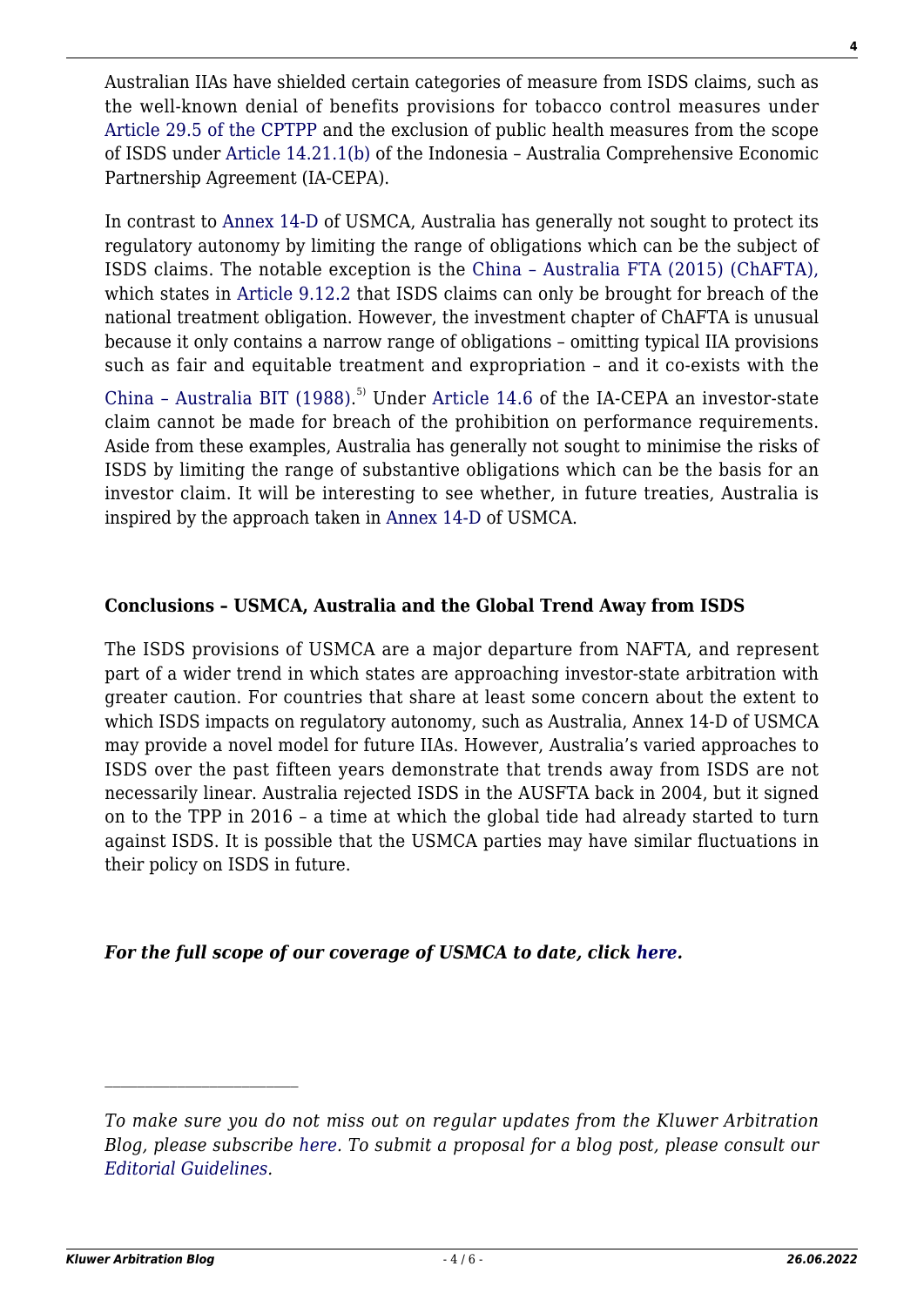Australian IIAs have shielded certain categories of measure from ISDS claims, such as the well-known denial of benefits provisions for tobacco control measures under Article 29.5 of the CPTPP and the exclusion of public health measures from the scope of ISDS under Article 14.21.1(b) of the Indonesia – Australia Comprehensive Economic Partnership Agreement (IA-CEPA).

In contrast to Annex 14-D of USMCA, Australia has generally not sought to protect its regulatory autonomy by limiting the range of obligations which can be the subject of ISDS claims. The notable exception is the China – Australia FTA (2015) (ChAFTA), which states in Article 9.12.2 that ISDS claims can only be brought for breach of the national treatment obligation. However, the investment chapter of ChAFTA is unusual because it only contains a narrow range of obligations – omitting typical IIA provisions such as fair and equitable treatment and expropriation – and it co-exists with the China – Australia BIT (1988).[5] Under Article 14.6 of the IA-CEPA an investor-state claim cannot be made for breach of the prohibition on performance requirements. Aside from these examples, Australia has generally not sought to minimise the risks of ISDS by limiting the range of substantive obligations which can be the basis for an investor claim. It will be interesting to see whether, in future treaties, Australia is inspired by the approach taken in Annex 14-D of USMCA.

**Conclusions – USMCA, Australia and the Global Trend Away from ISDS**

The ISDS provisions of USMCA are a major departure from NAFTA, and represent part of a wider trend in which states are approaching investor-state arbitration with greater caution. For countries that share at least some concern about the extent to which ISDS impacts on regulatory autonomy, such as Australia, Annex 14-D of USMCA may provide a novel model for future IIAs. However, Australia's varied approaches to ISDS over the past fifteen years demonstrate that trends away from ISDS are not necessarily linear. Australia rejected ISDS in the AUSFTA back in 2004, but it signed on to the TPP in 2016 – a time at which the global tide had already started to turn against ISDS. It is possible that the USMCA parties may have similar fluctuations in their policy on ISDS in future.

***For the full scope of our coverage of USMCA to date, click here.***

---

*To make sure you do not miss out on regular updates from the Kluwer Arbitration Blog, please subscribe here. To submit a proposal for a blog post, please consult our Editorial Guidelines.*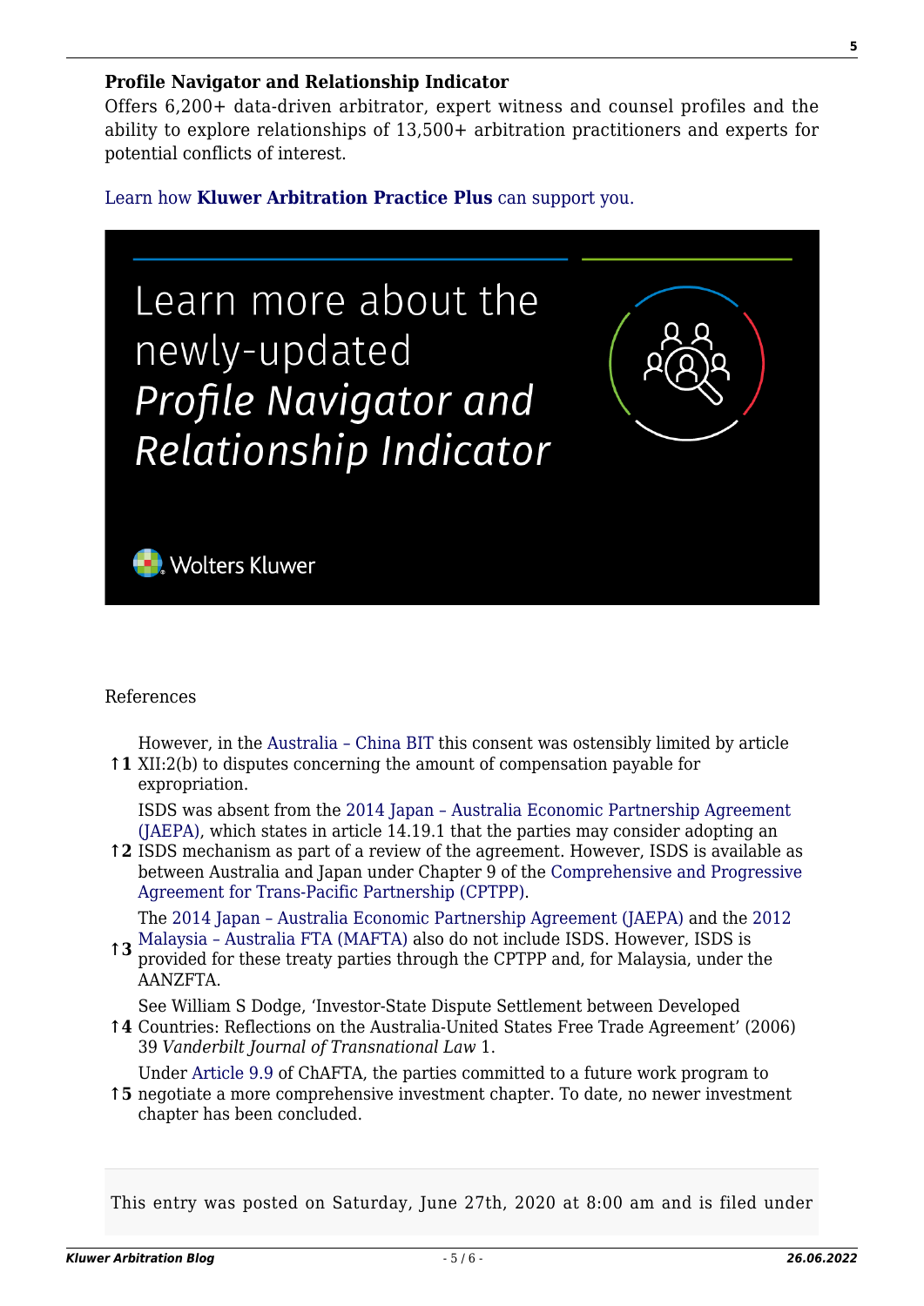**Profile Navigator and Relationship Indicator**
Offers 6,200+ data-driven arbitrator, expert witness and counsel profiles and the ability to explore relationships of 13,500+ arbitration practitioners and experts for potential conflicts of interest.

Learn how **Kluwer Arbitration Practice Plus** can support you.

Learn more about the newly-updated *Profile Navigator and Relationship Indicator*

Wolters Kluwer

References

↑1 However, in the Australia – China BIT this consent was ostensibly limited by article XII:2(b) to disputes concerning the amount of compensation payable for expropriation.

↑2 ISDS was absent from the 2014 Japan – Australia Economic Partnership Agreement (JAEPA), which states in article 14.19.1 that the parties may consider adopting an ISDS mechanism as part of a review of the agreement. However, ISDS is available as between Australia and Japan under Chapter 9 of the Comprehensive and Progressive Agreement for Trans-Pacific Partnership (CPTPP).

↑3 The 2014 Japan – Australia Economic Partnership Agreement (JAEPA) and the 2012 Malaysia – Australia FTA (MAFTA) also do not include ISDS. However, ISDS is provided for these treaty parties through the CPTPP and, for Malaysia, under the AANZFTA.

↑4 See William S Dodge, 'Investor-State Dispute Settlement between Developed Countries: Reflections on the Australia-United States Free Trade Agreement' (2006) 39 *Vanderbilt Journal of Transnational Law* 1.

↑5 Under Article 9.9 of ChAFTA, the parties committed to a future work program to negotiate a more comprehensive investment chapter. To date, no newer investment chapter has been concluded.

This entry was posted on Saturday, June 27th, 2020 at 8:00 am and is filed under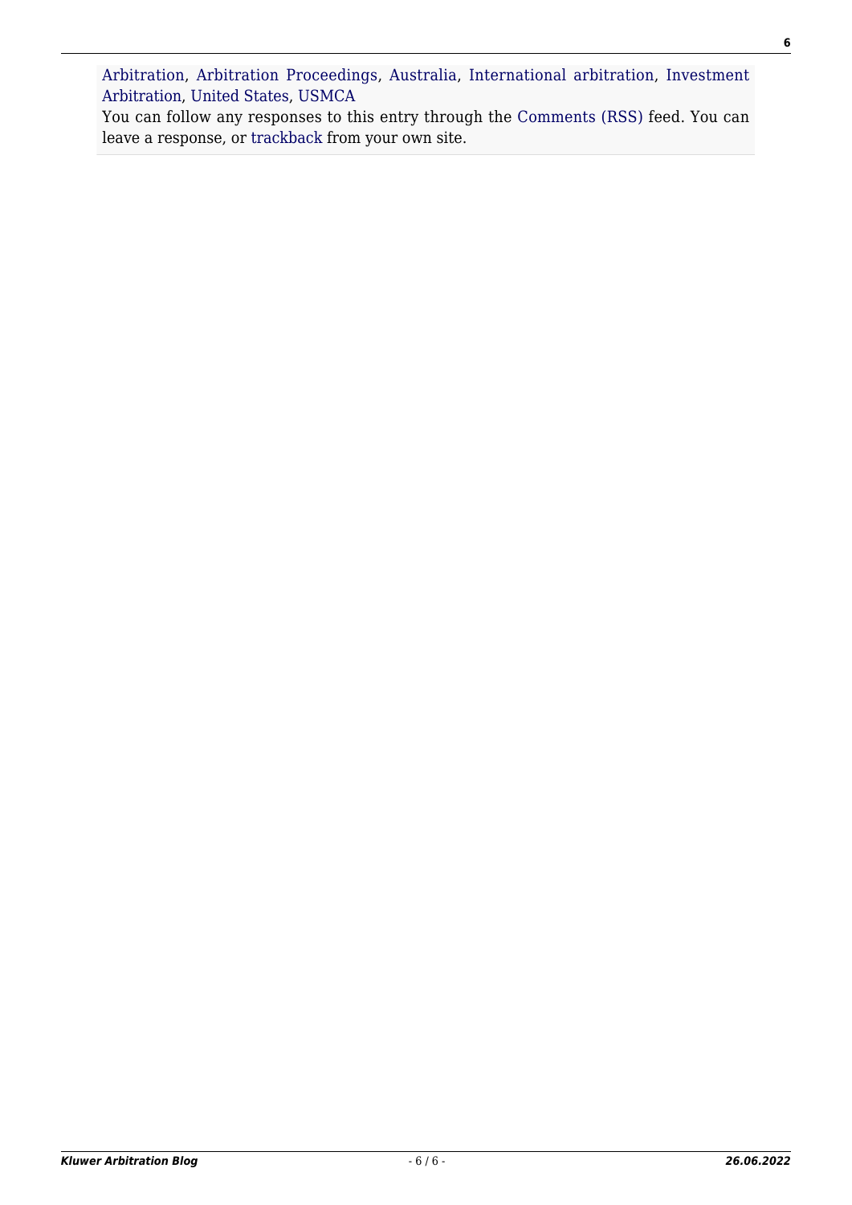Arbitration, Arbitration Proceedings, Australia, International arbitration, Investment Arbitration, United States, USMCA

You can follow any responses to this entry through the Comments (RSS) feed. You can leave a response, or trackback from your own site.